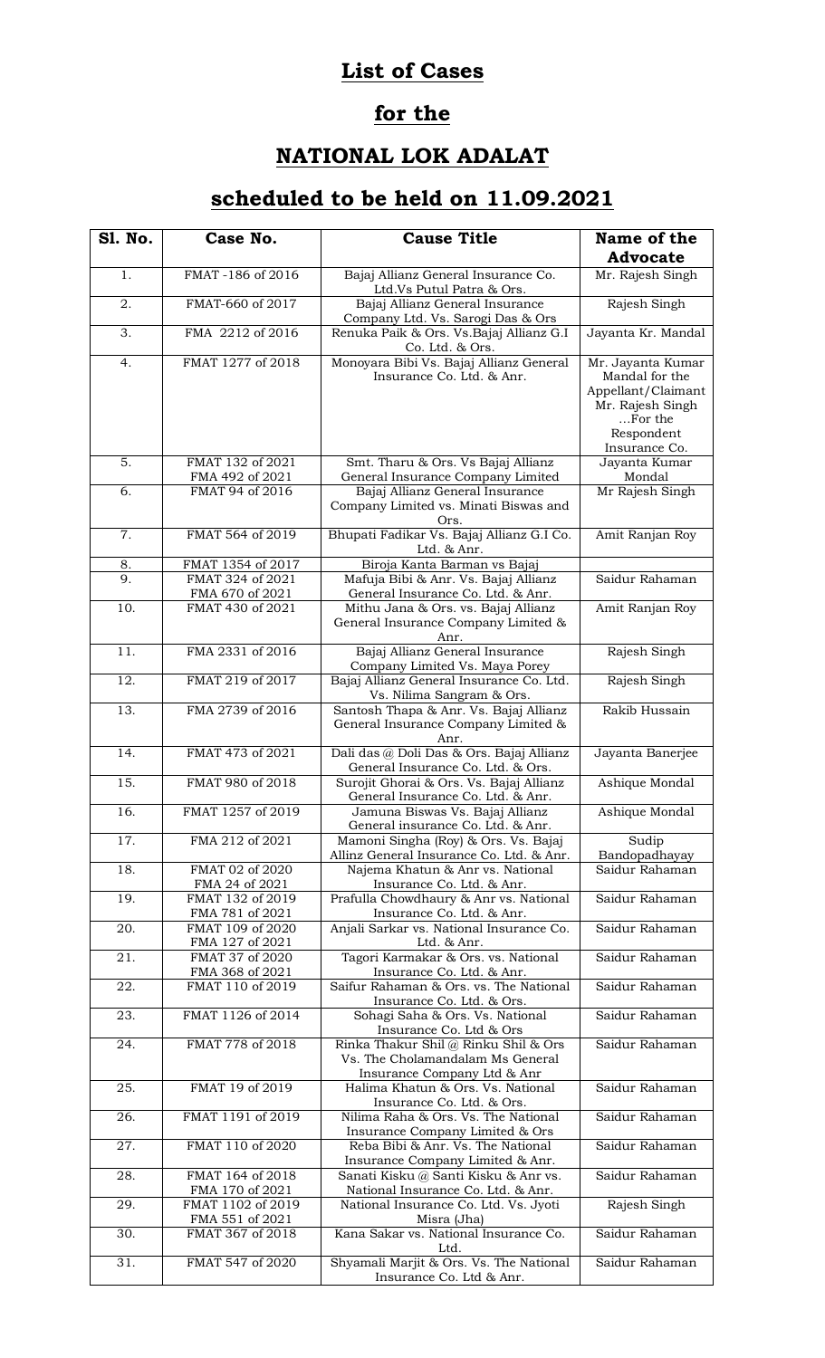# List of Cases

# for the

# NATIONAL LOK ADALAT

# scheduled to be held on 11.09.2021

| Sl. No. | Case No. | Cause Title | Name of the Advocate |
|---|---|---|---|
| 1. | FMAT -186 of 2016 | Bajaj Allianz General Insurance Co. Ltd.Vs Putul Patra & Ors. | Mr. Rajesh Singh |
| 2. | FMAT-660 of 2017 | Bajaj Allianz General Insurance Company Ltd. Vs. Sarogi Das & Ors | Rajesh Singh |
| 3. | FMA 2212 of 2016 | Renuka Paik & Ors. Vs.Bajaj Allianz G.I Co. Ltd. & Ors. | Jayanta Kr. Mandal |
| 4. | FMAT 1277 of 2018 | Monoyara Bibi Vs. Bajaj Allianz General Insurance Co. Ltd. & Anr. | Mr. Jayanta Kumar Mandal for the Appellant/Claimant Mr. Rajesh Singh ...For the Respondent Insurance Co. |
| 5. | FMAT 132 of 2021 FMA 492 of 2021 | Smt. Tharu & Ors. Vs Bajaj Allianz General Insurance Company Limited | Jayanta Kumar Mondal |
| 6. | FMAT 94 of 2016 | Bajaj Allianz General Insurance Company Limited vs. Minati Biswas and Ors. | Mr Rajesh Singh |
| 7. | FMAT 564 of 2019 | Bhupati Fadikar Vs. Bajaj Allianz G.I Co. Ltd. & Anr. | Amit Ranjan Roy |
| 8. | FMAT 1354 of 2017 | Biroja Kanta Barman vs Bajaj | |
| 9. | FMAT 324 of 2021 FMA 670 of 2021 | Mafuja Bibi & Anr. Vs. Bajaj Allianz General Insurance Co. Ltd. & Anr. | Saidur Rahaman |
| 10. | FMAT 430 of 2021 | Mithu Jana & Ors. vs. Bajaj Allianz General Insurance Company Limited & Anr. | Amit Ranjan Roy |
| 11. | FMA 2331 of 2016 | Bajaj Allianz General Insurance Company Limited Vs. Maya Porey | Rajesh Singh |
| 12. | FMAT 219 of 2017 | Bajaj Allianz General Insurance Co. Ltd. Vs. Nilima Sangram & Ors. | Rajesh Singh |
| 13. | FMA 2739 of 2016 | Santosh Thapa & Anr. Vs. Bajaj Allianz General Insurance Company Limited & Anr. | Rakib Hussain |
| 14. | FMAT 473 of 2021 | Dali das @ Doli Das & Ors. Bajaj Allianz General Insurance Co. Ltd. & Ors. | Jayanta Banerjee |
| 15. | FMAT 980 of 2018 | Surojit Ghorai & Ors. Vs. Bajaj Allianz General Insurance Co. Ltd. & Anr. | Ashique Mondal |
| 16. | FMAT 1257 of 2019 | Jamuna Biswas Vs. Bajaj Allianz General insurance Co. Ltd. & Anr. | Ashique Mondal |
| 17. | FMA 212 of 2021 | Mamoni Singha (Roy) & Ors. Vs. Bajaj Allinz General Insurance Co. Ltd. & Anr. | Sudip Bandopadhayay |
| 18. | FMAT 02 of 2020 FMA 24 of 2021 | Najema Khatun & Anr vs. National Insurance Co. Ltd. & Anr. | Saidur Rahaman |
| 19. | FMAT 132 of 2019 FMA 781 of 2021 | Prafulla Chowdhaury & Anr vs. National Insurance Co. Ltd. & Anr. | Saidur Rahaman |
| 20. | FMAT 109 of 2020 FMA 127 of 2021 | Anjali Sarkar vs. National Insurance Co. Ltd. & Anr. | Saidur Rahaman |
| 21. | FMAT 37 of 2020 FMA 368 of 2021 | Tagori Karmakar & Ors. vs. National Insurance Co. Ltd. & Anr. | Saidur Rahaman |
| 22. | FMAT 110 of 2019 | Saifur Rahaman & Ors. vs. The National Insurance Co. Ltd. & Ors. | Saidur Rahaman |
| 23. | FMAT 1126 of 2014 | Sohagi Saha & Ors. Vs. National Insurance Co. Ltd & Ors | Saidur Rahaman |
| 24. | FMAT 778 of 2018 | Rinka Thakur Shil @ Rinku Shil & Ors Vs. The Cholamandalam Ms General Insurance Company Ltd & Anr | Saidur Rahaman |
| 25. | FMAT 19 of 2019 | Halima Khatun & Ors. Vs. National Insurance Co. Ltd. & Ors. | Saidur Rahaman |
| 26. | FMAT 1191 of 2019 | Nilima Raha & Ors. Vs. The National Insurance Company Limited & Ors | Saidur Rahaman |
| 27. | FMAT 110 of 2020 | Reba Bibi & Anr. Vs. The National Insurance Company Limited & Anr. | Saidur Rahaman |
| 28. | FMAT 164 of 2018 FMA 170 of 2021 | Sanati Kisku @ Santi Kisku & Anr vs. National Insurance Co. Ltd. & Anr. | Saidur Rahaman |
| 29. | FMAT 1102 of 2019 FMA 551 of 2021 | National Insurance Co. Ltd. Vs. Jyoti Misra (Jha) | Rajesh Singh |
| 30. | FMAT 367 of 2018 | Kana Sakar vs. National Insurance Co. Ltd. | Saidur Rahaman |
| 31. | FMAT 547 of 2020 | Shyamali Marjit & Ors. Vs. The National Insurance Co. Ltd & Anr. | Saidur Rahaman |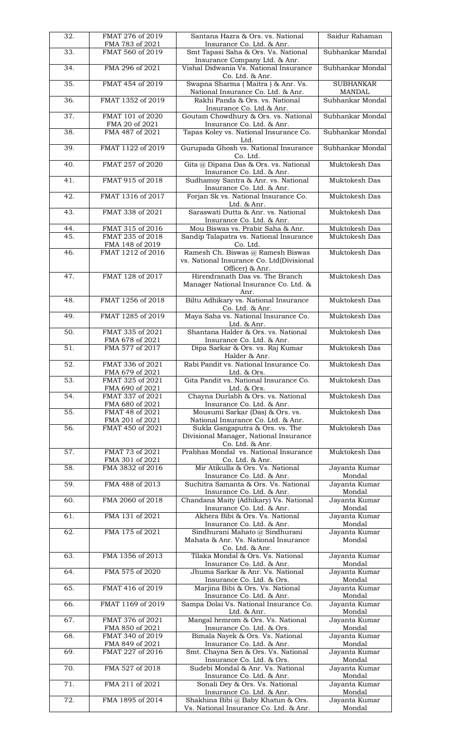| 32. | FMAT 276 of 2019 FMA 783 of 2021 | Santana Hazra & Ors. vs. National Insurance Co. Ltd. & Anr. | Saidur Rahaman |
|---|---|---|---|
| 33. | FMAT 560 of 2019 | Smt Tapasi Saha & Ors. vs. National Insurance Company Ltd. & Anr. | Subhankar Mandal |
| 34. | FMA 296 of 2021 | Vishal Didwania Vs. National Insurance Co. Ltd. & Anr. | Subhankar Mondal |
| 35. | FMAT 454 of 2019 | Swapna Sharma ( Maitra ) & Anr. Vs. National Insurance Co. Ltd. & Anr. | SUBHANKAR MANDAL |
| 36. | FMAT 1352 of 2019 | Rakhi Panda & Ors. vs. National Insurance Co. Ltd.& Anr. | Subhankar Mondal |
| 37. | FMAT 101 of 2020 FMA 20 of 2021 | Goutam Chowdhury & Ors. vs. National Insurance Co. Ltd. & Anr. | Subhankar Mondal |
| 38. | FMA 487 of 2021 | Tapas Koley vs. National Insurance Co. Ltd. | Subhankar Mondal |
| 39. | FMAT 1122 of 2019 | Gurupada Ghosh vs. National Insurance Co. Ltd. | Subhankar Mondal |
| 40. | FMAT 257 of 2020 | Gita @ Dipana Das & Ors. vs. National Insurance Co. Ltd. & Anr. | Muktokesh Das |
| 41. | FMAT 915 of 2018 | Sudhamoy Santra & Anr. vs. National Insurance Co. Ltd. & Anr. | Muktokesh Das |
| 42. | FMAT 1316 of 2017 | Forjan Sk vs. National Insurance Co. Ltd. & Anr. | Muktokesh Das |
| 43. | FMAT 338 of 2021 | Saraswati Dutta & Anr. vs. National Insurance Co. Ltd. & Anr. | Muktokesh Das |
| 44. | FMAT 315 of 2016 | Mou Biswas vs. Prabir Saha & Anr. | Muktokesh Das |
| 45. | FMAT 235 of 2018 FMA 148 of 2019 | Sandip Talapatra vs. National Insurance Co. Ltd. | Muktokesh Das |
| 46. | FMAT 1212 of 2016 | Ramesh Ch. Biswas @ Ramesh Biswas vs. National Insurance Co. Ltd(Divisional Officer) & Anr. | Muktokesh Das |
| 47. | FMAT 128 of 2017 | Hirendranath Das vs. The Branch Manager National Insurance Co. Ltd. & Anr. | Muktokesh Das |
| 48. | FMAT 1256 of 2018 | Biltu Adhikary vs. National Insurance Co. Ltd. & Anr. | Muktokesh Das |
| 49. | FMAT 1285 of 2019 | Maya Saha vs. National Insurance Co. Ltd. & Anr. | Muktokesh Das |
| 50. | FMAT 335 of 2021 FMA 678 of 2021 | Shantana Halder & Ors. vs. National Insurance Co. Ltd. & Anr. | Muktokesh Das |
| 51. | FMA 577 of 2017 | Dipa Sarkar & Ors. vs. Raj Kumar Halder & Anr. | Muktokesh Das |
| 52. | FMAT 336 of 2021 FMA 679 of 2021 | Rabi Pandit vs. National Insurance Co. Ltd. & Ors. | Muktokesh Das |
| 53. | FMAT 325 of 2021 FMA 690 of 2021 | Gita Pandit vs. National Insurance Co. Ltd. & Ors. | Muktokesh Das |
| 54. | FMAT 337 of 2021 FMA 680 of 2021 | Chayna Durlabh & Ors. vs. National Insurance Co. Ltd. & Anr. | Muktokesh Das |
| 55. | FMAT 48 of 2021 FMA 201 of 2021 | Mousumi Sarkar (Das) & Ors. vs. National Insurance Co. Ltd. & Anr. | Muktokesh Das |
| 56. | FMAT 450 of 2021 | Sukla Gangaputra & Ors. vs. The Divisional Manager, National Insurance Co. Ltd. & Anr. | Muktokesh Das |
| 57. | FMAT 73 of 2021 FMA 301 of 2021 | Prabhas Mondal vs. National Insurance Co. Ltd. & Anr. | Muktokesh Das |
| 58. | FMA 3832 of 2016 | Mir Atikulla & Ors. Vs. National Insurance Co. Ltd. & Anr. | Jayanta Kumar Mondal |
| 59. | FMA 488 of 2013 | Suchitra Samanta & Ors. Vs. National Insurance Co. Ltd. & Anr. | Jayanta Kumar Mondal |
| 60. | FMA 2060 of 2018 | Chandana Maity (Adhikary) Vs. National Insurance Co. Ltd. & Anr. | Jayanta Kumar Mondal |
| 61. | FMA 131 of 2021 | Akhera Bibi & Ors. Vs. National Insurance Co. Ltd. & Anr. | Jayanta Kumar Mondal |
| 62. | FMA 175 of 2021 | Sindhurani Mahato @ Sindhurani Mahata & Anr. Vs. National Insurance Co. Ltd. & Anr. | Jayanta Kumar Mondal |
| 63. | FMA 1356 of 2013 | Tilaka Mondal & Ors. Vs. National Insurance Co. Ltd. & Anr. | Jayanta Kumar Mondal |
| 64. | FMA 575 of 2020 | Jhuma Sarkar & Anr. Vs. National Insurance Co. Ltd. & Ors. | Jayanta Kumar Mondal |
| 65. | FMAT 416 of 2019 | Marjina Bibi & Ors. Vs. National Insurance Co. Ltd. & Anr. | Jayanta Kumar Mondal |
| 66. | FMAT 1169 of 2019 | Sampa Dolai Vs. National Insurance Co. Ltd. & Anr. | Jayanta Kumar Mondal |
| 67. | FMAT 376 of 2021 FMA 850 of 2021 | Mangal hemrom & Ors. Vs. National Insurance Co. Ltd. & Ors. | Jayanta Kumar Mondal |
| 68. | FMAT 340 of 2019 FMA 849 of 2021 | Bimala Nayek & Ors. Vs. National Insurance Co. Ltd. & Anr. | Jayanta Kumar Mondal |
| 69. | FMAT 227 of 2016 | Smt. Chayna Sen & Ors. Vs. National Insurance Co. Ltd. & Ors. | Jayanta Kumar Mondal |
| 70. | FMA 527 of 2018 | Sudebi Mondal & Anr. Vs. National Insurance Co. Ltd. & Anr. | Jayanta Kumar Mondal |
| 71. | FMA 211 of 2021 | Sonali Dey & Ors. Vs. National Insurance Co. Ltd. & Anr. | Jayanta Kumar Mondal |
| 72. | FMA 1895 of 2014 | Shakhina Bibi @ Baby Khatun & Ors. Vs. National Insurance Co. Ltd. & Anr. | Jayanta Kumar Mondal |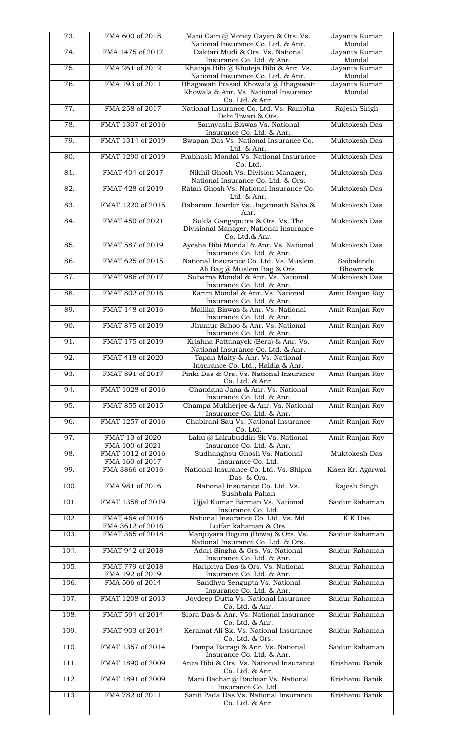| 73. | FMA 600 of 2018 | Mani Gain @ Money Gayen & Ors. Vs. National Insurance Co. Ltd. & Anr. | Jayanta Kumar Mondal |
|---|---|---|---|
| 74. | FMA 1475 of 2017 | Daktari Mudi & Ors. Vs. National Insurance Co. Ltd. & Anr. | Jayanta Kumar Mondal |
| 75. | FMA 261 of 2012 | Khataja Bibi @ Khoteja Bibi & Anr. Vs. National Insurance Co. Ltd. & Anr. | Jayanta Kumar Mondal |
| 76. | FMA 193 of 2011 | Bhagawati Prasad Khowala @ Bhagawati Khowala & Anr. Vs. National Insurance Co. Ltd. & Anr. | Jayanta Kumar Mondal |
| 77. | FMA 258 of 2017 | National Insurance Co. Ltd. Vs. Rambha Debi Tiwari & Ors. | Rajesh Singh |
| 78. | FMAT 1307 of 2016 | Sannyashi Biswas Vs. National Insurance Co. Ltd. & Anr. | Muktokesh Das |
| 79. | FMAT 1314 of 2019 | Swapan Das Vs. National Insurance Co. Ltd. & Anr. | Muktokesh Das |
| 80. | FMAT 1290 of 2019 | Prabhash Mondal Vs. National Insurance Co. Ltd. | Muktokesh Das |
| 81. | FMAT 404 of 2017 | Nikhil Ghosh Vs. Division Manager, National Insurance Co. Ltd. & Ors. | Muktokesh Das |
| 82. | FMAT 428 of 2019 | Ratan Ghosh Vs. National Insurance Co. Ltd. & Anr. | Muktokesh Das |
| 83. | FMAT 1220 of 2015 | Babaram Joarder Vs. Jagannath Saha & Anr. | Muktokesh Das |
| 84. | FMAT 450 of 2021 | Sukla Gangaputra & Ors. Vs. The Divisional Manager, National Insurance Co. Ltd.& Anr. | Muktokesh Das |
| 85. | FMAT 587 of 2019 | Ayesha Bibi Mondal & Anr. Vs. National Insurance Co. Ltd. & Anr. | Muktokesh Das |
| 86. | FMAT 625 of 2015 | National Insurance Co. Ltd. Vs. Muslem Ali Bag @ Muslem Bag & Ors. | Saibalendu Bhowmick |
| 87. | FMAT 986 of 2017 | Subarna Mondal & Anr. Vs. National Insurance Co. Ltd. & Anr. | Muktokesh Das |
| 88. | FMAT 802 of 2016 | Karim Mondal & Anr. Vs. National Insurance Co. Ltd. & Anr. | Amit Ranjan Roy |
| 89. | FMAT 148 of 2016 | Mallika Biswas & Anr. Vs. National Insurance Co. Ltd. & Anr. | Amit Ranjan Roy |
| 90. | FMAT 875 of 2019 | Jhumur Sahoo & Anr. Vs. National Insurance Co. Ltd. & Anr. | Amit Ranjan Roy |
| 91. | FMAT 175 of 2019 | Krishna Pattanayek (Bera) & Anr. Vs. National Insurance Co. Ltd. & Anr. | Amit Ranjan Roy |
| 92. | FMAT 418 of 2020 | Tapan Maity & Anr. Vs. National Insurance Co. Ltd., Haldia & Anr. | Amit Ranjan Roy |
| 93. | FMAT 891 of 2017 | Pinki Das & Ors. Vs. National Insurance Co. Ltd. & Anr. | Amit Ranjan Roy |
| 94. | FMAT 1028 of 2016 | Chandana Jana & Anr. Vs. National Insurance Co. Ltd. & Anr. | Amit Ranjan Roy |
| 95. | FMAT 855 of 2015 | Champa Mukherjee & Anr. Vs. National Insurance Co. Ltd. & Anr. | Amit Ranjan Roy |
| 96. | FMAT 1257 of 2016 | Chabirani Sau Vs. National Insurance Co. Ltd. | Amit Ranjan Roy |
| 97. | FMAT 13 of 2020<br>FMA 100 of 2021 | Laku @ Lakubuddin Sk Vs. National Insurance Co. Ltd. & Anr. | Amit Ranjan Roy |
| 98. | FMAT 1012 of 2016<br>FMA 160 of 2017 | Sudhanghsu Ghosh Vs. National Insurance Co. Ltd. | Muktokesh Das |
| 99. | FMA 3866 of 2016 | National Insurance Co. Ltd. Vs. Shipra Das & Ors. | Kisen Kr. Agarwal |
| 100. | FMA 981 of 2016 | National Insurance Co. Ltd. Vs. Sushbala Pahan | Rajesh Singh |
| 101. | FMAT 1358 of 2019 | Ujjal Kumar Barman Vs. National Insurance Co. Ltd. | Saidur Rahaman |
| 102. | FMAT 464 of 2016<br>FMA 3612 of 2016 | National Insurance Co. Ltd. Vs. Md. Lutfar Rahaman & Ors. | K K Das |
| 103. | FMAT 365 of 2018 | Manjuyara Begum (Bewa) & Ors. Vs. National Insurance Co. Ltd. & Ors. | Saidur Rahaman |
| 104. | FMAT 942 of 2018 | Adari Singha & Ors. Vs. National Insurance Co. Ltd. & Anr. | Saidur Rahaman |
| 105. | FMAT 779 of 2018<br>FMA 192 of 2019 | Haripriya Das & Ors. Vs. National Insurance Co. Ltd. & Anr. | Saidur Rahaman |
| 106. | FMA 506 of 2014 | Sandhya Sengupta Vs. National Insurance Co. Ltd. & Anr. | Saidur Rahaman |
| 107. | FMAT 1208 of 2013 | Joydeep Dutta Vs. National Insurance Co. Ltd. & Anr. | Saidur Rahaman |
| 108. | FMAT 594 of 2014 | Sipra Das & Anr. Vs. National Insurance Co. Ltd. & Anr. | Saidur Rahaman |
| 109. | FMAT 903 of 2014 | Keramat Ali Sk. Vs. National Insurance Co. Ltd. & Ors. | Saidur Rahaman |
| 110. | FMAT 1357 of 2014 | Pampa Bairagi & Anr. Vs. National Insurance Co. Ltd. & Anr. | Saidur Rahaman |
| 111. | FMAT 1890 of 2009 | Anza Bibi & Ors. Vs. National Insurance Co. Ltd. & Anr. | Krishanu Banik |
| 112. | FMAT 1891 of 2009 | Mani Bachar @ Bachear Vs. National Insurance Co. Ltd. | Krishanu Banik |
| 113. | FMA 782 of 2011 | Santi Pada Das Vs. National Insurance Co. Ltd. & Anr. | Krishanu Banik |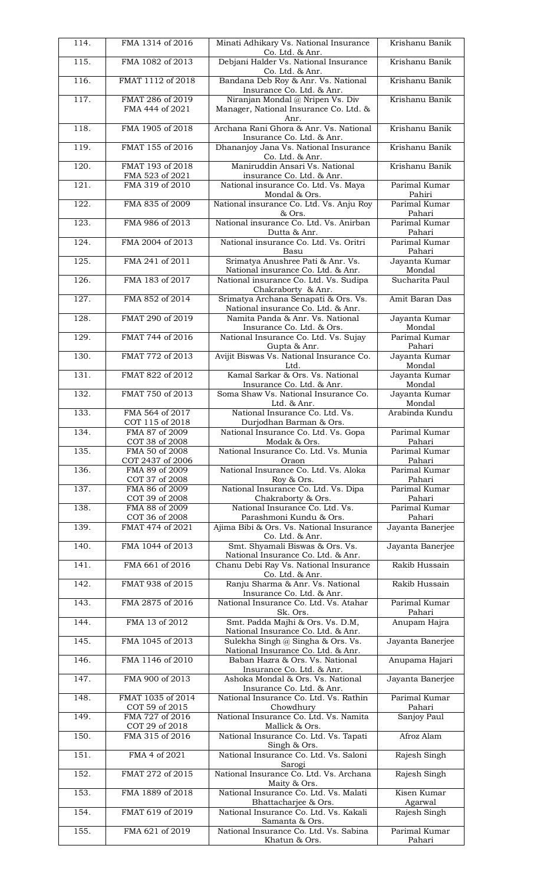| 114. | FMA 1314 of 2016 | Minati Adhikary Vs. National Insurance Co. Ltd. & Anr. | Krishanu Banik |
|---|---|---|---|
| 115. | FMA 1082 of 2013 | Debjani Halder Vs. National Insurance Co. Ltd. & Anr. | Krishanu Banik |
| 116. | FMAT 1112 of 2018 | Bandana Deb Roy & Anr. Vs. National Insurance Co. Ltd. & Anr. | Krishanu Banik |
| 117. | FMAT 286 of 2019 FMA 444 of 2021 | Niranjan Mondal @ Nripen Vs. Div Manager, National Insurance Co. Ltd. & Anr. | Krishanu Banik |
| 118. | FMA 1905 of 2018 | Archana Rani Ghora & Anr. Vs. National Insurance Co. Ltd. & Anr. | Krishanu Banik |
| 119. | FMAT 155 of 2016 | Dhananjoy Jana Vs. National Insurance Co. Ltd. & Anr. | Krishanu Banik |
| 120. | FMAT 193 of 2018 FMA 523 of 2021 | Maniruddin Ansari Vs. National insurance Co. Ltd. & Anr. | Krishanu Banik |
| 121. | FMA 319 of 2010 | National insurance Co. Ltd. Vs. Maya Mondal & Ors. | Parimal Kumar Pahiri |
| 122. | FMA 835 of 2009 | National insurance Co. Ltd. Vs. Anju Roy & Ors. | Parimal Kumar Pahari |
| 123. | FMA 986 of 2013 | National insurance Co. Ltd. Vs. Anirban Dutta & Anr. | Parimal Kumar Pahari |
| 124. | FMA 2004 of 2013 | National insurance Co. Ltd. Vs. Oritri Basu | Parimal Kumar Pahari |
| 125. | FMA 241 of 2011 | Srimatya Anushree Pati & Anr. Vs. National insurance Co. Ltd. & Anr. | Jayanta Kumar Mondal |
| 126. | FMA 183 of 2017 | National insurance Co. Ltd. Vs. Sudipa Chakraborty & Anr. | Sucharita Paul |
| 127. | FMA 852 of 2014 | Srimatya Archana Senapati & Ors. Vs. National insurance Co. Ltd. & Anr. | Amit Baran Das |
| 128. | FMAT 290 of 2019 | Namita Panda & Anr. Vs. National Insurance Co. Ltd. & Ors. | Jayanta Kumar Mondal |
| 129. | FMAT 744 of 2016 | National Insurance Co. Ltd. Vs. Sujay Gupta & Anr. | Parimal Kumar Pahari |
| 130. | FMAT 772 of 2013 | Avijit Biswas Vs. National Insurance Co. Ltd. | Jayanta Kumar Mondal |
| 131. | FMAT 822 of 2012 | Kamal Sarkar & Ors. Vs. National Insurance Co. Ltd. & Anr. | Jayanta Kumar Mondal |
| 132. | FMAT 750 of 2013 | Soma Shaw Vs. National Insurance Co. Ltd. & Anr. | Jayanta Kumar Mondal |
| 133. | FMA 564 of 2017 COT 115 of 2018 | National Insurance Co. Ltd. Vs. Durjodhan Barman & Ors. | Arabinda Kundu |
| 134. | FMA 87 of 2009 COT 38 of 2008 | National Insurance Co. Ltd. Vs. Gopa Modak & Ors. | Parimal Kumar Pahari |
| 135. | FMA 50 of 2008 COT 2437 of 2006 | National Insurance Co. Ltd. Vs. Munia Oraon | Parimal Kumar Pahari |
| 136. | FMA 89 of 2009 COT 37 of 2008 | National Insurance Co. Ltd. Vs. Aloka Roy & Ors. | Parimal Kumar Pahari |
| 137. | FMA 86 of 2009 COT 39 of 2008 | National Insurance Co. Ltd. Vs. Dipa Chakraborty & Ors. | Parimal Kumar Pahari |
| 138. | FMA 88 of 2009 COT 36 of 2008 | National Insurance Co. Ltd. Vs. Parashmoni Kundu & Ors. | Parimal Kumar Pahari |
| 139. | FMAT 474 of 2021 | Ajima Bibi & Ors. Vs. National Insurance Co. Ltd. & Anr. | Jayanta Banerjee |
| 140. | FMA 1044 of 2013 | Smt. Shyamali Biswas & Ors. Vs. National Insurance Co. Ltd. & Anr. | Jayanta Banerjee |
| 141. | FMA 661 of 2016 | Chanu Debi Ray Vs. National Insurance Co. Ltd. & Anr. | Rakib Hussain |
| 142. | FMAT 938 of 2015 | Ranju Sharma & Anr. Vs. National Insurance Co. Ltd. & Anr. | Rakib Hussain |
| 143. | FMA 2875 of 2016 | National Insurance Co. Ltd. Vs. Atahar Sk. Ors. | Parimal Kumar Pahari |
| 144. | FMA 13 of 2012 | Smt. Padda Majhi & Ors. Vs. D.M, National Insurance Co. Ltd. & Anr. | Anupam Hajra |
| 145. | FMA 1045 of 2013 | Sulekha Singh @ Singha & Ors. Vs. National Insurance Co. Ltd. & Anr. | Jayanta Banerjee |
| 146. | FMA 1146 of 2010 | Baban Hazra & Ors. Vs. National Insurance Co. Ltd. & Anr. | Anupama Hajari |
| 147. | FMA 900 of 2013 | Ashoka Mondal & Ors. Vs. National Insurance Co. Ltd. & Anr. | Jayanta Banerjee |
| 148. | FMAT 1035 of 2014 COT 59 of 2015 | National Insurance Co. Ltd. Vs. Rathin Chowdhury | Parimal Kumar Pahari |
| 149. | FMA 727 of 2016 COT 29 of 2018 | National Insurance Co. Ltd. Vs. Namita Mallick & Ors. | Sanjoy Paul |
| 150. | FMA 315 of 2016 | National Insurance Co. Ltd. Vs. Tapati Singh & Ors. | Afroz Alam |
| 151. | FMA 4 of 2021 | National Insurance Co. Ltd. Vs. Saloni Sarogi | Rajesh Singh |
| 152. | FMAT 272 of 2015 | National Insurance Co. Ltd. Vs. Archana Maity & Ors. | Rajesh Singh |
| 153. | FMA 1889 of 2018 | National Insurance Co. Ltd. Vs. Malati Bhattacharjee & Ors. | Kisen Kumar Agarwal |
| 154. | FMAT 619 of 2019 | National Insurance Co. Ltd. Vs. Kakali Samanta & Ors. | Rajesh Singh |
| 155. | FMA 621 of 2019 | National Insurance Co. Ltd. Vs. Sabina Khatun & Ors. | Parimal Kumar Pahari |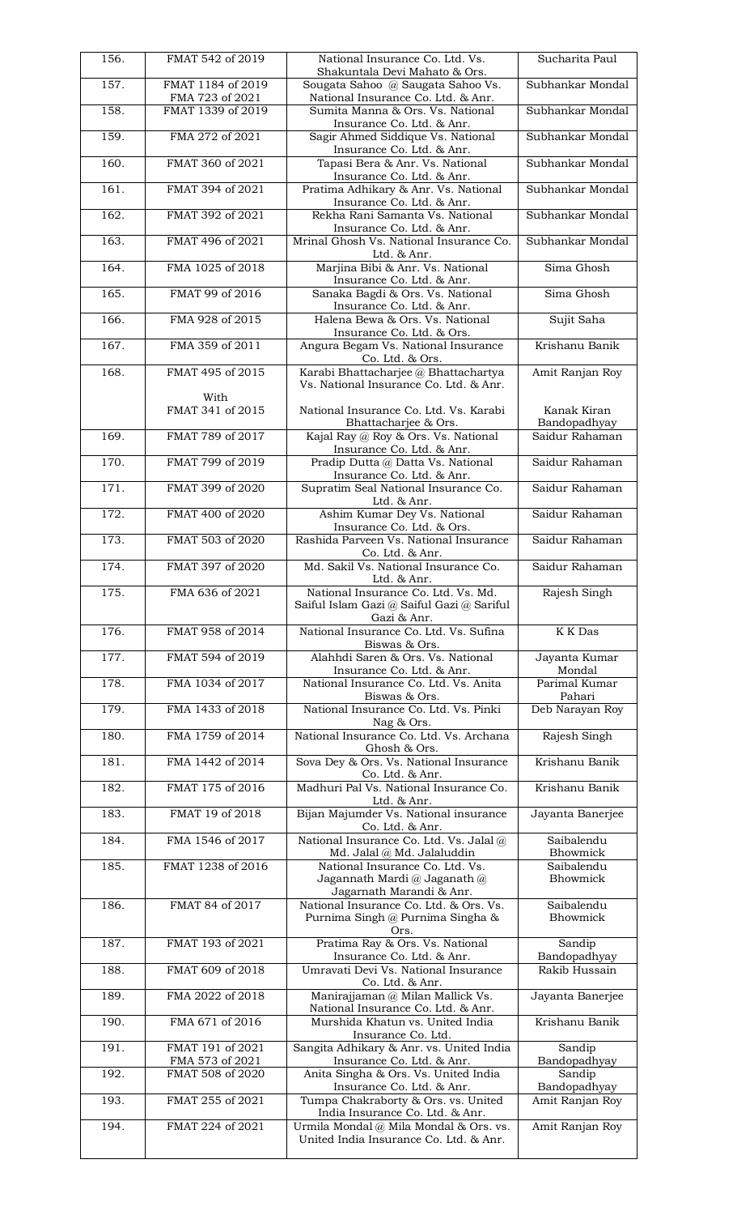| 156. | FMAT 542 of 2019 | National Insurance Co. Ltd. Vs. Shakuntala Devi Mahato & Ors. | Sucharita Paul |
|---|---|---|---|
| 157. | FMAT 1184 of 2019<br>FMA 723 of 2021 | Sougata Sahoo @ Saugata Sahoo Vs. National Insurance Co. Ltd. & Anr. | Subhankar Mondal |
| 158. | FMAT 1339 of 2019 | Sumita Manna & Ors. Vs. National Insurance Co. Ltd. & Anr. | Subhankar Mondal |
| 159. | FMA 272 of 2021 | Sagir Ahmed Siddique Vs. National Insurance Co. Ltd. & Anr. | Subhankar Mondal |
| 160. | FMAT 360 of 2021 | Tapasi Bera & Anr. Vs. National Insurance Co. Ltd. & Anr. | Subhankar Mondal |
| 161. | FMAT 394 of 2021 | Pratima Adhikary & Anr. Vs. National Insurance Co. Ltd. & Anr. | Subhankar Mondal |
| 162. | FMAT 392 of 2021 | Rekha Rani Samanta Vs. National Insurance Co. Ltd. & Anr. | Subhankar Mondal |
| 163. | FMAT 496 of 2021 | Mrinal Ghosh Vs. National Insurance Co. Ltd. & Anr. | Subhankar Mondal |
| 164. | FMA 1025 of 2018 | Marjina Bibi & Anr. Vs. National Insurance Co. Ltd. & Anr. | Sima Ghosh |
| 165. | FMAT 99 of 2016 | Sanaka Bagdi & Ors. Vs. National Insurance Co. Ltd. & Anr. | Sima Ghosh |
| 166. | FMA 928 of 2015 | Halena Bewa & Ors. Vs. National Insurance Co. Ltd. & Ors. | Sujit Saha |
| 167. | FMA 359 of 2011 | Angura Begam Vs. National Insurance Co. Ltd. & Ors. | Krishanu Banik |
| 168. | FMAT 495 of 2015<br><br>With<br>FMAT 341 of 2015 | Karabi Bhattacharjee @ Bhattachartya Vs. National Insurance Co. Ltd. & Anr.<br><br>National Insurance Co. Ltd. Vs. Karabi Bhattacharjee & Ors. | Amit Ranjan Roy<br><br>Kanak Kiran Bandopadhyay |
| 169. | FMAT 789 of 2017 | Kajal Ray @ Roy & Ors. Vs. National Insurance Co. Ltd. & Anr. | Saidur Rahaman |
| 170. | FMAT 799 of 2019 | Pradip Dutta @ Datta Vs. National Insurance Co. Ltd. & Anr. | Saidur Rahaman |
| 171. | FMAT 399 of 2020 | Supratim Seal National Insurance Co. Ltd. & Anr. | Saidur Rahaman |
| 172. | FMAT 400 of 2020 | Ashim Kumar Dey Vs. National Insurance Co. Ltd. & Ors. | Saidur Rahaman |
| 173. | FMAT 503 of 2020 | Rashida Parveen Vs. National Insurance Co. Ltd. & Anr. | Saidur Rahaman |
| 174. | FMAT 397 of 2020 | Md. Sakil Vs. National Insurance Co. Ltd. & Anr. | Saidur Rahaman |
| 175. | FMA 636 of 2021 | National Insurance Co. Ltd. Vs. Md. Saiful Islam Gazi @ Saiful Gazi @ Sariful Gazi & Anr. | Rajesh Singh |
| 176. | FMAT 958 of 2014 | National Insurance Co. Ltd. Vs. Sufina Biswas & Ors. | K K Das |
| 177. | FMAT 594 of 2019 | Alahhdi Saren & Ors. Vs. National Insurance Co. Ltd. & Anr. | Jayanta Kumar Mondal |
| 178. | FMA 1034 of 2017 | National Insurance Co. Ltd. Vs. Anita Biswas & Ors. | Parimal Kumar Pahari |
| 179. | FMA 1433 of 2018 | National Insurance Co. Ltd. Vs. Pinki Nag & Ors. | Deb Narayan Roy |
| 180. | FMA 1759 of 2014 | National Insurance Co. Ltd. Vs. Archana Ghosh & Ors. | Rajesh Singh |
| 181. | FMA 1442 of 2014 | Sova Dey & Ors. Vs. National Insurance Co. Ltd. & Anr. | Krishanu Banik |
| 182. | FMAT 175 of 2016 | Madhuri Pal Vs. National Insurance Co. Ltd. & Anr. | Krishanu Banik |
| 183. | FMAT 19 of 2018 | Bijan Majumder Vs. National insurance Co. Ltd. & Anr. | Jayanta Banerjee |
| 184. | FMA 1546 of 2017 | National Insurance Co. Ltd. Vs. Jalal @ Md. Jalal @ Md. Jalaluddin | Saibalendu Bhowmick |
| 185. | FMAT 1238 of 2016 | National Insurance Co. Ltd. Vs. Jagannath Mardi @ Jaganath @ Jagarnath Marandi & Anr. | Saibalendu Bhowmick |
| 186. | FMAT 84 of 2017 | National Insurance Co. Ltd. & Ors. Vs. Purnima Singh @ Purnima Singha & Ors. | Saibalendu Bhowmick |
| 187. | FMAT 193 of 2021 | Pratima Ray & Ors. Vs. National Insurance Co. Ltd. & Anr. | Sandip Bandopadhyay |
| 188. | FMAT 609 of 2018 | Umravati Devi Vs. National Insurance Co. Ltd. & Anr. | Rakib Hussain |
| 189. | FMA 2022 of 2018 | Manirajjaman @ Milan Mallick Vs. National Insurance Co. Ltd. & Anr. | Jayanta Banerjee |
| 190. | FMA 671 of 2016 | Murshida Khatun vs. United India Insurance Co. Ltd. | Krishanu Banik |
| 191. | FMAT 191 of 2021<br>FMA 573 of 2021 | Sangita Adhikary & Anr. vs. United India Insurance Co. Ltd. & Anr. | Sandip Bandopadhyay |
| 192. | FMAT 508 of 2020 | Anita Singha & Ors. Vs. United India Insurance Co. Ltd. & Anr. | Sandip Bandopadhyay |
| 193. | FMAT 255 of 2021 | Tumpa Chakraborty & Ors. vs. United India Insurance Co. Ltd. & Anr. | Amit Ranjan Roy |
| 194. | FMAT 224 of 2021 | Urmila Mondal @ Mila Mondal & Ors. vs. United India Insurance Co. Ltd. & Anr. | Amit Ranjan Roy |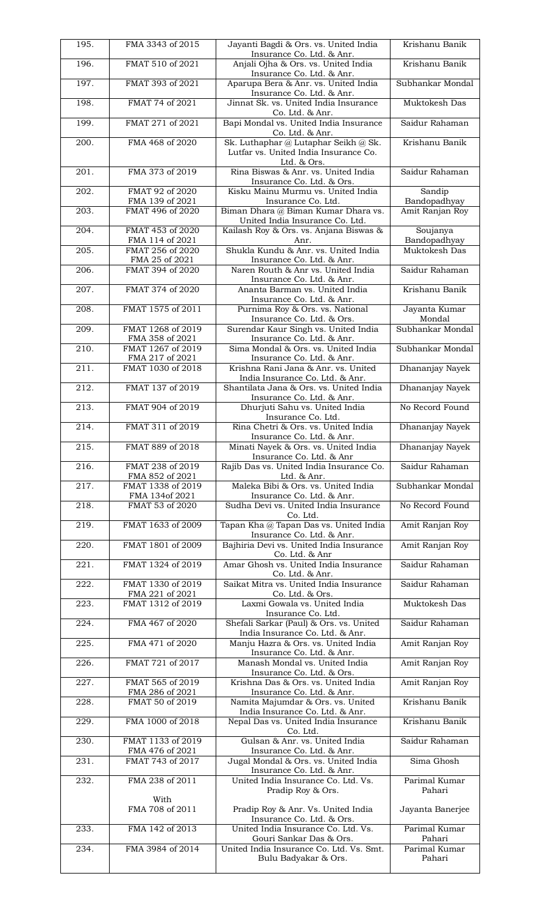| | | | |
|---|---|---|---|
| 195. | FMA 3343 of 2015 | Jayanti Bagdi & Ors. vs. United India Insurance Co. Ltd. & Anr. | Krishanu Banik |
| 196. | FMAT 510 of 2021 | Anjali Ojha & Ors. vs. United India Insurance Co. Ltd. & Anr. | Krishanu Banik |
| 197. | FMAT 393 of 2021 | Aparupa Bera & Anr. vs. United India Insurance Co. Ltd. & Anr. | Subhankar Mondal |
| 198. | FMAT 74 of 2021 | Jinnat Sk. vs. United India Insurance Co. Ltd. & Anr. | Muktokesh Das |
| 199. | FMAT 271 of 2021 | Bapi Mondal vs. United India Insurance Co. Ltd. & Anr. | Saidur Rahaman |
| 200. | FMA 468 of 2020 | Sk. Luthaphar @ Lutaphar Seikh @ Sk. Lutfar vs. United India Insurance Co. Ltd. & Ors. | Krishanu Banik |
| 201. | FMA 373 of 2019 | Rina Biswas & Anr. vs. United India Insurance Co. Ltd. & Ors. | Saidur Rahaman |
| 202. | FMAT 92 of 2020<br>FMA 139 of 2021 | Kisku Mainu Murmu vs. United India Insurance Co. Ltd. | Sandip Bandopadhyay |
| 203. | FMAT 496 of 2020 | Biman Dhara @ Biman Kumar Dhara vs. United India Insurance Co. Ltd. | Amit Ranjan Roy |
| 204. | FMAT 453 of 2020<br>FMA 114 of 2021 | Kailash Roy & Ors. vs. Anjana Biswas & Anr. | Soujanya Bandopadhyay |
| 205. | FMAT 256 of 2020<br>FMA 25 of 2021 | Shukla Kundu & Anr. vs. United India Insurance Co. Ltd. & Anr. | Muktokesh Das |
| 206. | FMAT 394 of 2020 | Naren Routh & Anr vs. United India Insurance Co. Ltd. & Anr. | Saidur Rahaman |
| 207. | FMAT 374 of 2020 | Ananta Barman vs. United India Insurance Co. Ltd. & Anr. | Krishanu Banik |
| 208. | FMAT 1575 of 2011 | Purnima Roy & Ors. vs. National Insurance Co. Ltd. & Ors. | Jayanta Kumar Mondal |
| 209. | FMAT 1268 of 2019<br>FMA 358 of 2021 | Surendar Kaur Singh vs. United India Insurance Co. Ltd. & Anr. | Subhankar Mondal |
| 210. | FMAT 1267 of 2019<br>FMA 217 of 2021 | Sima Mondal & Ors. vs. United India Insurance Co. Ltd. & Anr. | Subhankar Mondal |
| 211. | FMAT 1030 of 2018 | Krishna Rani Jana & Anr. vs. United India Insurance Co. Ltd. & Anr. | Dhananjay Nayek |
| 212. | FMAT 137 of 2019 | Shantilata Jana & Ors. vs. United India Insurance Co. Ltd. & Anr. | Dhananjay Nayek |
| 213. | FMAT 904 of 2019 | Dhurjuti Sahu vs. United India Insurance Co. Ltd. | No Record Found |
| 214. | FMAT 311 of 2019 | Rina Chetri & Ors. vs. United India Insurance Co. Ltd. & Anr. | Dhananjay Nayek |
| 215. | FMAT 889 of 2018 | Minati Nayek & Ors. vs. United India Insurance Co. Ltd. & Anr | Dhananjay Nayek |
| 216. | FMAT 238 of 2019<br>FMA 852 of 2021 | Rajib Das vs. United India Insurance Co. Ltd. & Anr. | Saidur Rahaman |
| 217. | FMAT 1338 of 2019<br>FMA 134of 2021 | Maleka Bibi & Ors. vs. United India Insurance Co. Ltd. & Anr. | Subhankar Mondal |
| 218. | FMAT 53 of 2020 | Sudha Devi vs. United India Insurance Co. Ltd. | No Record Found |
| 219. | FMAT 1633 of 2009 | Tapan Kha @ Tapan Das vs. United India Insurance Co. Ltd. & Anr. | Amit Ranjan Roy |
| 220. | FMAT 1801 of 2009 | Bajhiria Devi vs. United India Insurance Co. Ltd. & Anr | Amit Ranjan Roy |
| 221. | FMAT 1324 of 2019 | Amar Ghosh vs. United India Insurance Co. Ltd. & Anr. | Saidur Rahaman |
| 222. | FMAT 1330 of 2019<br>FMA 221 of 2021 | Saikat Mitra vs. United India Insurance Co. Ltd. & Ors. | Saidur Rahaman |
| 223. | FMAT 1312 of 2019 | Laxmi Gowala vs. United India Insurance Co. Ltd. | Muktokesh Das |
| 224. | FMA 467 of 2020 | Shefali Sarkar (Paul) & Ors. vs. United India Insurance Co. Ltd. & Anr. | Saidur Rahaman |
| 225. | FMA 471 of 2020 | Manju Hazra & Ors. vs. United India Insurance Co. Ltd. & Anr. | Amit Ranjan Roy |
| 226. | FMAT 721 of 2017 | Manash Mondal vs. United India Insurance Co. Ltd. & Ors. | Amit Ranjan Roy |
| 227. | FMAT 565 of 2019<br>FMA 286 of 2021 | Krishna Das & Ors. vs. United India Insurance Co. Ltd. & Anr. | Amit Ranjan Roy |
| 228. | FMAT 50 of 2019 | Namita Majumdar & Ors. vs. United India Insurance Co. Ltd. & Anr. | Krishanu Banik |
| 229. | FMA 1000 of 2018 | Nepal Das vs. United India Insurance Co. Ltd. | Krishanu Banik |
| 230. | FMAT 1133 of 2019<br>FMA 476 of 2021 | Gulsan & Anr. vs. United India Insurance Co. Ltd. & Anr. | Saidur Rahaman |
| 231. | FMAT 743 of 2017 | Jugal Mondal & Ors. vs. United India Insurance Co. Ltd. & Anr. | Sima Ghosh |
| 232. | FMA 238 of 2011<br><br>With<br>FMA 708 of 2011 | United India Insurance Co. Ltd. Vs. Pradip Roy & Ors.<br><br>Pradip Roy & Anr. Vs. United India Insurance Co. Ltd. & Ors. | Parimal Kumar Pahari<br><br>Jayanta Banerjee |
| 233. | FMA 142 of 2013 | United India Insurance Co. Ltd. Vs. Gouri Sankar Das & Ors. | Parimal Kumar Pahari |
| 234. | FMA 3984 of 2014 | United India Insurance Co. Ltd. Vs. Smt. Bulu Badyakar & Ors. | Parimal Kumar Pahari |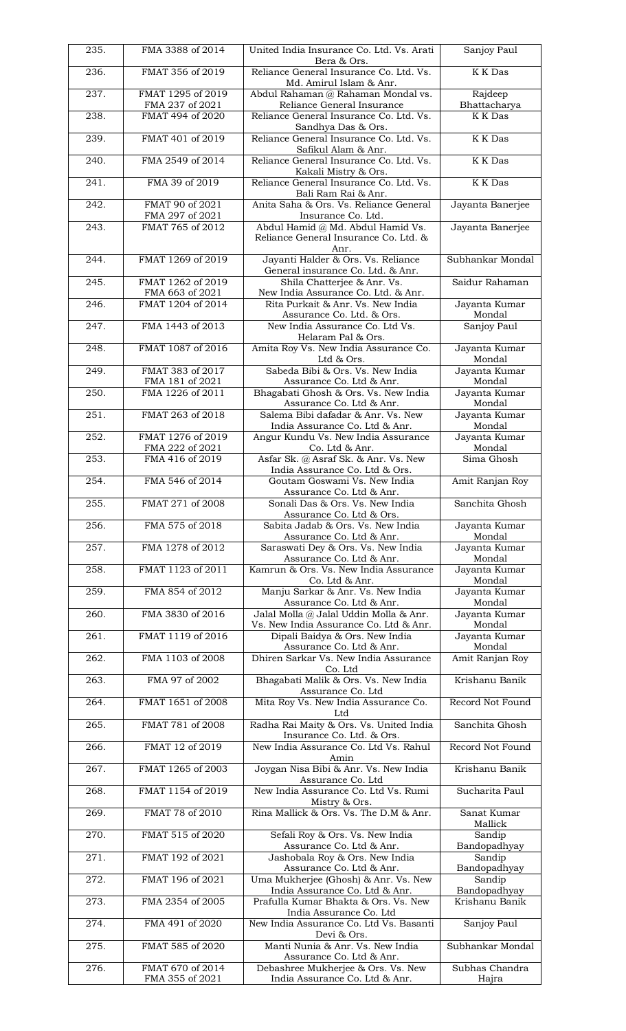| | | | |
|---|---|---|---|
| 235. | FMA 3388 of 2014 | United India Insurance Co. Ltd. Vs. Arati Bera & Ors. | Sanjoy Paul |
| 236. | FMAT 356 of 2019 | Reliance General Insurance Co. Ltd. Vs. Md. Amirul Islam & Anr. | K K Das |
| 237. | FMAT 1295 of 2019<br>FMA 237 of 2021 | Abdul Rahaman @ Rahaman Mondal vs. Reliance General Insurance | Rajdeep Bhattacharya |
| 238. | FMAT 494 of 2020 | Reliance General Insurance Co. Ltd. Vs. Sandhya Das & Ors. | K K Das |
| 239. | FMAT 401 of 2019 | Reliance General Insurance Co. Ltd. Vs. Safikul Alam & Anr. | K K Das |
| 240. | FMA 2549 of 2014 | Reliance General Insurance Co. Ltd. Vs. Kakali Mistry & Ors. | K K Das |
| 241. | FMA 39 of 2019 | Reliance General Insurance Co. Ltd. Vs. Bali Ram Rai & Anr. | K K Das |
| 242. | FMAT 90 of 2021<br>FMA 297 of 2021 | Anita Saha & Ors. Vs. Reliance General Insurance Co. Ltd. | Jayanta Banerjee |
| 243. | FMAT 765 of 2012 | Abdul Hamid @ Md. Abdul Hamid Vs. Reliance General Insurance Co. Ltd. & Anr. | Jayanta Banerjee |
| 244. | FMAT 1269 of 2019 | Jayanti Halder & Ors. Vs. Reliance General insurance Co. Ltd. & Anr. | Subhankar Mondal |
| 245. | FMAT 1262 of 2019<br>FMA 663 of 2021 | Shila Chatterjee & Anr. Vs. New India Assurance Co. Ltd. & Anr. | Saidur Rahaman |
| 246. | FMAT 1204 of 2014 | Rita Purkait & Anr. Vs. New India Assurance Co. Ltd. & Ors. | Jayanta Kumar Mondal |
| 247. | FMA 1443 of 2013 | New India Assurance Co. Ltd Vs. Helaram Pal & Ors. | Sanjoy Paul |
| 248. | FMAT 1087 of 2016 | Amita Roy Vs. New India Assurance Co. Ltd & Ors. | Jayanta Kumar Mondal |
| 249. | FMAT 383 of 2017<br>FMA 181 of 2021 | Sabeda Bibi & Ors. Vs. New India Assurance Co. Ltd & Anr. | Jayanta Kumar Mondal |
| 250. | FMA 1226 of 2011 | Bhagabati Ghosh & Ors. Vs. New India Assurance Co. Ltd & Anr. | Jayanta Kumar Mondal |
| 251. | FMAT 263 of 2018 | Salema Bibi dafadar & Anr. Vs. New India Assurance Co. Ltd & Anr. | Jayanta Kumar Mondal |
| 252. | FMAT 1276 of 2019<br>FMA 222 of 2021 | Angur Kundu Vs. New India Assurance Co. Ltd & Anr. | Jayanta Kumar Mondal |
| 253. | FMA 416 of 2019 | Asfar Sk. @ Asraf Sk. & Anr. Vs. New India Assurance Co. Ltd & Ors. | Sima Ghosh |
| 254. | FMA 546 of 2014 | Goutam Goswami Vs. New India Assurance Co. Ltd & Anr. | Amit Ranjan Roy |
| 255. | FMAT 271 of 2008 | Sonali Das & Ors. Vs. New India Assurance Co. Ltd & Ors. | Sanchita Ghosh |
| 256. | FMA 575 of 2018 | Sabita Jadab & Ors. Vs. New India Assurance Co. Ltd & Anr. | Jayanta Kumar Mondal |
| 257. | FMA 1278 of 2012 | Saraswati Dey & Ors. Vs. New India Assurance Co. Ltd & Anr. | Jayanta Kumar Mondal |
| 258. | FMAT 1123 of 2011 | Kamrun & Ors. Vs. New India Assurance Co. Ltd & Anr. | Jayanta Kumar Mondal |
| 259. | FMA 854 of 2012 | Manju Sarkar & Anr. Vs. New India Assurance Co. Ltd & Anr. | Jayanta Kumar Mondal |
| 260. | FMA 3830 of 2016 | Jalal Molla @ Jalal Uddin Molla & Anr. Vs. New India Assurance Co. Ltd & Anr. | Jayanta Kumar Mondal |
| 261. | FMAT 1119 of 2016 | Dipali Baidya & Ors. New India Assurance Co. Ltd & Anr. | Jayanta Kumar Mondal |
| 262. | FMA 1103 of 2008 | Dhiren Sarkar Vs. New India Assurance Co. Ltd | Amit Ranjan Roy |
| 263. | FMA 97 of 2002 | Bhagabati Malik & Ors. Vs. New India Assurance Co. Ltd | Krishanu Banik |
| 264. | FMAT 1651 of 2008 | Mita Roy Vs. New India Assurance Co. Ltd | Record Not Found |
| 265. | FMAT 781 of 2008 | Radha Rai Maity & Ors. Vs. United India Insurance Co. Ltd. & Ors. | Sanchita Ghosh |
| 266. | FMAT 12 of 2019 | New India Assurance Co. Ltd Vs. Rahul Amin | Record Not Found |
| 267. | FMAT 1265 of 2003 | Joygan Nisa Bibi & Anr. Vs. New India Assurance Co. Ltd | Krishanu Banik |
| 268. | FMAT 1154 of 2019 | New India Assurance Co. Ltd Vs. Rumi Mistry & Ors. | Sucharita Paul |
| 269. | FMAT 78 of 2010 | Rina Mallick & Ors. Vs. The D.M & Anr. | Sanat Kumar Mallick |
| 270. | FMAT 515 of 2020 | Sefali Roy & Ors. Vs. New India Assurance Co. Ltd & Anr. | Sandip Bandopadhyay |
| 271. | FMAT 192 of 2021 | Jashobala Roy & Ors. New India Assurance Co. Ltd & Anr. | Sandip Bandopadhyay |
| 272. | FMAT 196 of 2021 | Uma Mukherjee (Ghosh) & Anr. Vs. New India Assurance Co. Ltd & Anr. | Sandip Bandopadhyay |
| 273. | FMA 2354 of 2005 | Prafulla Kumar Bhakta & Ors. Vs. New India Assurance Co. Ltd | Krishanu Banik |
| 274. | FMA 491 of 2020 | New India Assurance Co. Ltd Vs. Basanti Devi & Ors. | Sanjoy Paul |
| 275. | FMAT 585 of 2020 | Manti Nunia & Anr. Vs. New India Assurance Co. Ltd & Anr. | Subhankar Mondal |
| 276. | FMAT 670 of 2014<br>FMA 355 of 2021 | Debashree Mukherjee & Ors. Vs. New India Assurance Co. Ltd & Anr. | Subhas Chandra Hajra |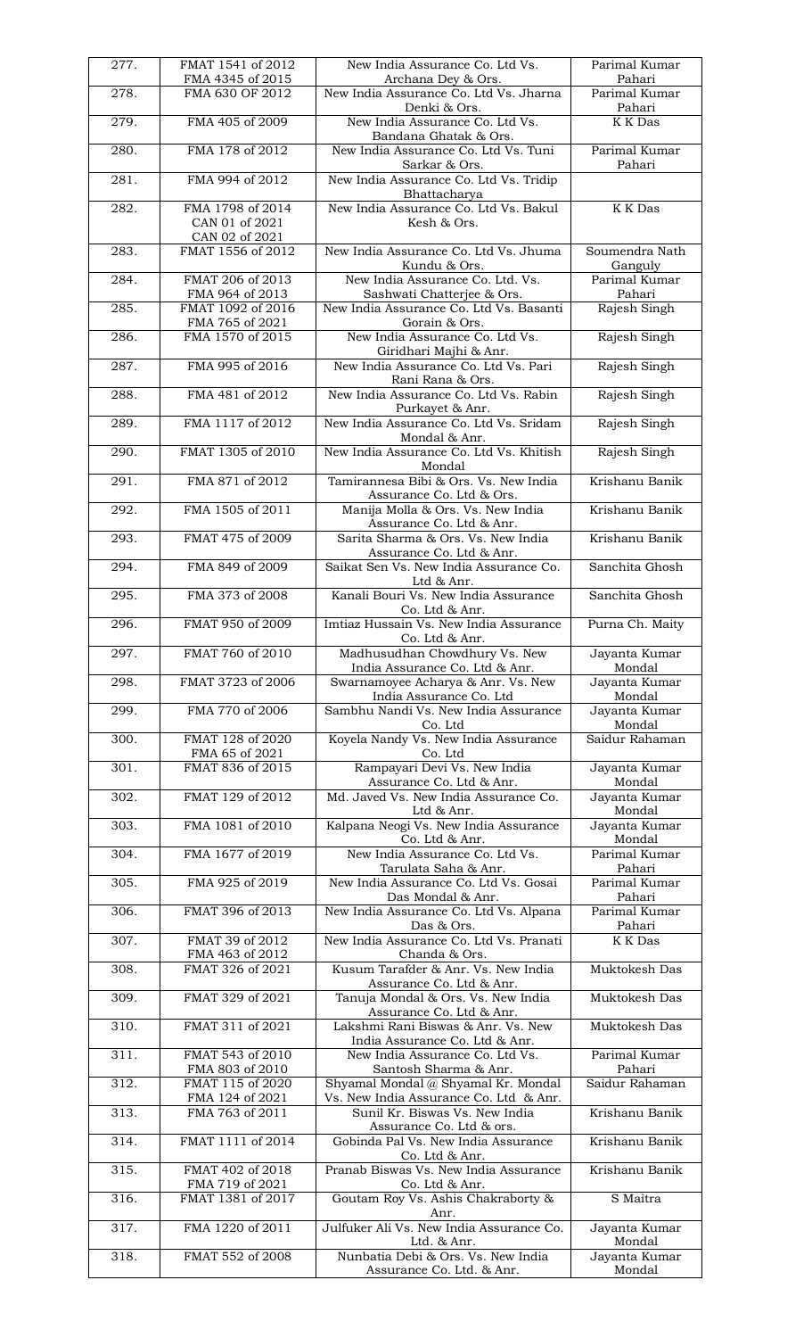| | | | |
|---|---|---|---|
| 277. | FMAT 1541 of 2012<br>FMA 4345 of 2015 | New India Assurance Co. Ltd Vs. Archana Dey & Ors. | Parimal Kumar Pahari |
| 278. | FMA 630 OF 2012 | New India Assurance Co. Ltd Vs. Jharna Denki & Ors. | Parimal Kumar Pahari |
| 279. | FMA 405 of 2009 | New India Assurance Co. Ltd Vs. Bandana Ghatak & Ors. | K K Das |
| 280. | FMA 178 of 2012 | New India Assurance Co. Ltd Vs. Tuni Sarkar & Ors. | Parimal Kumar Pahari |
| 281. | FMA 994 of 2012 | New India Assurance Co. Ltd Vs. Tridip Bhattacharya | |
| 282. | FMA 1798 of 2014<br>CAN 01 of 2021<br>CAN 02 of 2021 | New India Assurance Co. Ltd Vs. Bakul Kesh & Ors. | K K Das |
| 283. | FMAT 1556 of 2012 | New India Assurance Co. Ltd Vs. Jhuma Kundu & Ors. | Soumendra Nath Ganguly |
| 284. | FMAT 206 of 2013<br>FMA 964 of 2013 | New India Assurance Co. Ltd. Vs. Sashwati Chatterjee & Ors. | Parimal Kumar Pahari |
| 285. | FMAT 1092 of 2016<br>FMA 765 of 2021 | New India Assurance Co. Ltd Vs. Basanti Gorain & Ors. | Rajesh Singh |
| 286. | FMA 1570 of 2015 | New India Assurance Co. Ltd Vs. Giridhari Majhi & Anr. | Rajesh Singh |
| 287. | FMA 995 of 2016 | New India Assurance Co. Ltd Vs. Pari Rani Rana & Ors. | Rajesh Singh |
| 288. | FMA 481 of 2012 | New India Assurance Co. Ltd Vs. Rabin Purkayet & Anr. | Rajesh Singh |
| 289. | FMA 1117 of 2012 | New India Assurance Co. Ltd Vs. Sridam Mondal & Anr. | Rajesh Singh |
| 290. | FMAT 1305 of 2010 | New India Assurance Co. Ltd Vs. Khitish Mondal | Rajesh Singh |
| 291. | FMA 871 of 2012 | Tamirannesa Bibi & Ors. Vs. New India Assurance Co. Ltd & Ors. | Krishanu Banik |
| 292. | FMA 1505 of 2011 | Manija Molla & Ors. Vs. New India Assurance Co. Ltd & Anr. | Krishanu Banik |
| 293. | FMAT 475 of 2009 | Sarita Sharma & Ors. Vs. New India Assurance Co. Ltd & Anr. | Krishanu Banik |
| 294. | FMA 849 of 2009 | Saikat Sen Vs. New India Assurance Co. Ltd & Anr. | Sanchita Ghosh |
| 295. | FMA 373 of 2008 | Kanali Bouri Vs. New India Assurance Co. Ltd & Anr. | Sanchita Ghosh |
| 296. | FMAT 950 of 2009 | Imtiaz Hussain Vs. New India Assurance Co. Ltd & Anr. | Purna Ch. Maity |
| 297. | FMAT 760 of 2010 | Madhusudhan Chowdhury Vs. New India Assurance Co. Ltd & Anr. | Jayanta Kumar Mondal |
| 298. | FMAT 3723 of 2006 | Swarnamoyee Acharya & Anr. Vs. New India Assurance Co. Ltd | Jayanta Kumar Mondal |
| 299. | FMA 770 of 2006 | Sambhu Nandi Vs. New India Assurance Co. Ltd | Jayanta Kumar Mondal |
| 300. | FMAT 128 of 2020<br>FMA 65 of 2021 | Koyela Nandy Vs. New India Assurance Co. Ltd | Saidur Rahaman |
| 301. | FMAT 836 of 2015 | Rampayari Devi Vs. New India Assurance Co. Ltd & Anr. | Jayanta Kumar Mondal |
| 302. | FMAT 129 of 2012 | Md. Javed Vs. New India Assurance Co. Ltd & Anr. | Jayanta Kumar Mondal |
| 303. | FMA 1081 of 2010 | Kalpana Neogi Vs. New India Assurance Co. Ltd & Anr. | Jayanta Kumar Mondal |
| 304. | FMA 1677 of 2019 | New India Assurance Co. Ltd Vs. Tarulata Saha & Anr. | Parimal Kumar Pahari |
| 305. | FMA 925 of 2019 | New India Assurance Co. Ltd Vs. Gosai Das Mondal & Anr. | Parimal Kumar Pahari |
| 306. | FMAT 396 of 2013 | New India Assurance Co. Ltd Vs. Alpana Das & Ors. | Parimal Kumar Pahari |
| 307. | FMAT 39 of 2012<br>FMA 463 of 2012 | New India Assurance Co. Ltd Vs. Pranati Chanda & Ors. | K K Das |
| 308. | FMAT 326 of 2021 | Kusum Tarafder & Anr. Vs. New India Assurance Co. Ltd & Anr. | Muktokesh Das |
| 309. | FMAT 329 of 2021 | Tanuja Mondal & Ors. Vs. New India Assurance Co. Ltd & Anr. | Muktokesh Das |
| 310. | FMAT 311 of 2021 | Lakshmi Rani Biswas & Anr. Vs. New India Assurance Co. Ltd & Anr. | Muktokesh Das |
| 311. | FMAT 543 of 2010<br>FMA 803 of 2010 | New India Assurance Co. Ltd Vs. Santosh Sharma & Anr. | Parimal Kumar Pahari |
| 312. | FMAT 115 of 2020<br>FMA 124 of 2021 | Shyamal Mondal @ Shyamal Kr. Mondal Vs. New India Assurance Co. Ltd & Anr. | Saidur Rahaman |
| 313. | FMA 763 of 2011 | Sunil Kr. Biswas Vs. New India Assurance Co. Ltd & ors. | Krishanu Banik |
| 314. | FMAT 1111 of 2014 | Gobinda Pal Vs. New India Assurance Co. Ltd & Anr. | Krishanu Banik |
| 315. | FMAT 402 of 2018<br>FMA 719 of 2021 | Pranab Biswas Vs. New India Assurance Co. Ltd & Anr. | Krishanu Banik |
| 316. | FMAT 1381 of 2017 | Goutam Roy Vs. Ashis Chakraborty & Anr. | S Maitra |
| 317. | FMA 1220 of 2011 | Julfuker Ali Vs. New India Assurance Co. Ltd. & Anr. | Jayanta Kumar Mondal |
| 318. | FMAT 552 of 2008 | Nunbatia Debi & Ors. Vs. New India Assurance Co. Ltd. & Anr. | Jayanta Kumar Mondal |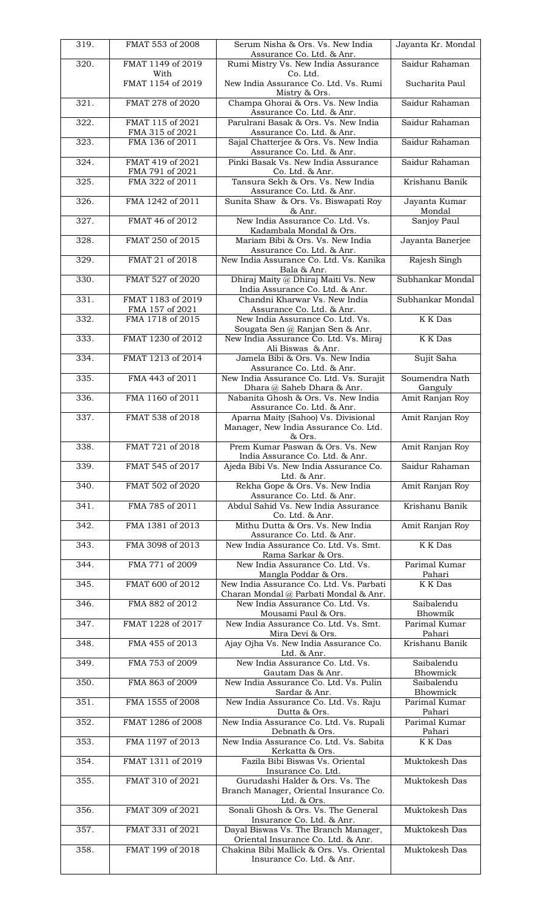| 319. | FMAT 553 of 2008 | Serum Nisha & Ors. Vs. New India Assurance Co. Ltd. & Anr. | Jayanta Kr. Mondal |
|---|---|---|---|
| 320. | FMAT 1149 of 2019<br>With<br>FMAT 1154 of 2019 | Rumi Mistry Vs. New India Assurance Co. Ltd.<br><br>New India Assurance Co. Ltd. Vs. Rumi Mistry & Ors. | Saidur Rahaman<br><br>Sucharita Paul |
| 321. | FMAT 278 of 2020 | Champa Ghorai & Ors. Vs. New India Assurance Co. Ltd. & Anr. | Saidur Rahaman |
| 322. | FMAT 115 of 2021<br>FMA 315 of 2021 | Parulrani Basak & Ors. Vs. New India Assurance Co. Ltd. & Anr. | Saidur Rahaman |
| 323. | FMA 136 of 2011 | Sajal Chatterjee & Ors. Vs. New India Assurance Co. Ltd. & Anr. | Saidur Rahaman |
| 324. | FMAT 419 of 2021<br>FMA 791 of 2021 | Pinki Basak Vs. New India Assurance Co. Ltd. & Anr. | Saidur Rahaman |
| 325. | FMA 322 of 2011 | Tansura Sekh & Ors. Vs. New India Assurance Co. Ltd. & Anr. | Krishanu Banik |
| 326. | FMA 1242 of 2011 | Sunita Shaw & Ors. Vs. Biswapati Roy & Anr. | Jayanta Kumar Mondal |
| 327. | FMAT 46 of 2012 | New India Assurance Co. Ltd. Vs. Kadambala Mondal & Ors. | Sanjoy Paul |
| 328. | FMAT 250 of 2015 | Mariam Bibi & Ors. Vs. New India Assurance Co. Ltd. & Anr. | Jayanta Banerjee |
| 329. | FMAT 21 of 2018 | New India Assurance Co. Ltd. Vs. Kanika Bala & Anr. | Rajesh Singh |
| 330. | FMAT 527 of 2020 | Dhiraj Maity @ Dhiraj Maiti Vs. New India Assurance Co. Ltd. & Anr. | Subhankar Mondal |
| 331. | FMAT 1183 of 2019<br>FMA 157 of 2021 | Chandni Kharwar Vs. New India Assurance Co. Ltd. & Anr. | Subhankar Mondal |
| 332. | FMA 1718 of 2015 | New India Assurance Co. Ltd. Vs. Sougata Sen @ Ranjan Sen & Anr. | K K Das |
| 333. | FMAT 1230 of 2012 | New India Assurance Co. Ltd. Vs. Miraj Ali Biswas & Anr. | K K Das |
| 334. | FMAT 1213 of 2014 | Jamela Bibi & Ors. Vs. New India Assurance Co. Ltd. & Anr. | Sujit Saha |
| 335. | FMA 443 of 2011 | New India Assurance Co. Ltd. Vs. Surajit Dhara @ Saheb Dhara & Anr. | Soumendra Nath Ganguly |
| 336. | FMA 1160 of 2011 | Nabanita Ghosh & Ors. Vs. New India Assurance Co. Ltd. & Anr. | Amit Ranjan Roy |
| 337. | FMAT 538 of 2018 | Aparna Maity (Sahoo) Vs. Divisional Manager, New India Assurance Co. Ltd. & Ors. | Amit Ranjan Roy |
| 338. | FMAT 721 of 2018 | Prem Kumar Paswan & Ors. Vs. New India Assurance Co. Ltd. & Anr. | Amit Ranjan Roy |
| 339. | FMAT 545 of 2017 | Ajeda Bibi Vs. New India Assurance Co. Ltd. & Anr. | Saidur Rahaman |
| 340. | FMAT 502 of 2020 | Rekha Gope & Ors. Vs. New India Assurance Co. Ltd. & Anr. | Amit Ranjan Roy |
| 341. | FMA 785 of 2011 | Abdul Sahid Vs. New India Assurance Co. Ltd. & Anr. | Krishanu Banik |
| 342. | FMA 1381 of 2013 | Mithu Dutta & Ors. Vs. New India Assurance Co. Ltd. & Anr. | Amit Ranjan Roy |
| 343. | FMA 3098 of 2013 | New India Assurance Co. Ltd. Vs. Smt. Rama Sarkar & Ors. | K K Das |
| 344. | FMA 771 of 2009 | New India Assurance Co. Ltd. Vs. Mangla Poddar & Ors. | Parimal Kumar Pahari |
| 345. | FMAT 600 of 2012 | New India Assurance Co. Ltd. Vs. Parbati Charan Mondal @ Parbati Mondal & Anr. | K K Das |
| 346. | FMA 882 of 2012 | New India Assurance Co. Ltd. Vs. Mousami Paul & Ors. | Saibalendu Bhowmik |
| 347. | FMAT 1228 of 2017 | New India Assurance Co. Ltd. Vs. Smt. Mira Devi & Ors. | Parimal Kumar Pahari |
| 348. | FMA 455 of 2013 | Ajay Ojha Vs. New India Assurance Co. Ltd. & Anr. | Krishanu Banik |
| 349. | FMA 753 of 2009 | New India Assurance Co. Ltd. Vs. Gautam Das & Anr. | Saibalendu Bhowmick |
| 350. | FMA 863 of 2009 | New India Assurance Co. Ltd. Vs. Pulin Sardar & Anr. | Saibalendu Bhowmick |
| 351. | FMA 1555 of 2008 | New India Assurance Co. Ltd. Vs. Raju Dutta & Ors. | Parimal Kumar Pahari |
| 352. | FMAT 1286 of 2008 | New India Assurance Co. Ltd. Vs. Rupali Debnath & Ors. | Parimal Kumar Pahari |
| 353. | FMA 1197 of 2013 | New India Assurance Co. Ltd. Vs. Sabita Kerkatta & Ors. | K K Das |
| 354. | FMAT 1311 of 2019 | Fazila Bibi Biswas Vs. Oriental Insurance Co. Ltd. | Muktokesh Das |
| 355. | FMAT 310 of 2021 | Gurudashi Halder & Ors. Vs. The Branch Manager, Oriental Insurance Co. Ltd. & Ors. | Muktokesh Das |
| 356. | FMAT 309 of 2021 | Sonali Ghosh & Ors. Vs. The General Insurance Co. Ltd. & Anr. | Muktokesh Das |
| 357. | FMAT 331 of 2021 | Dayal Biswas Vs. The Branch Manager, Oriental Insurance Co. Ltd. & Anr. | Muktokesh Das |
| 358. | FMAT 199 of 2018 | Chakina Bibi Mallick & Ors. Vs. Oriental Insurance Co. Ltd. & Anr. | Muktokesh Das |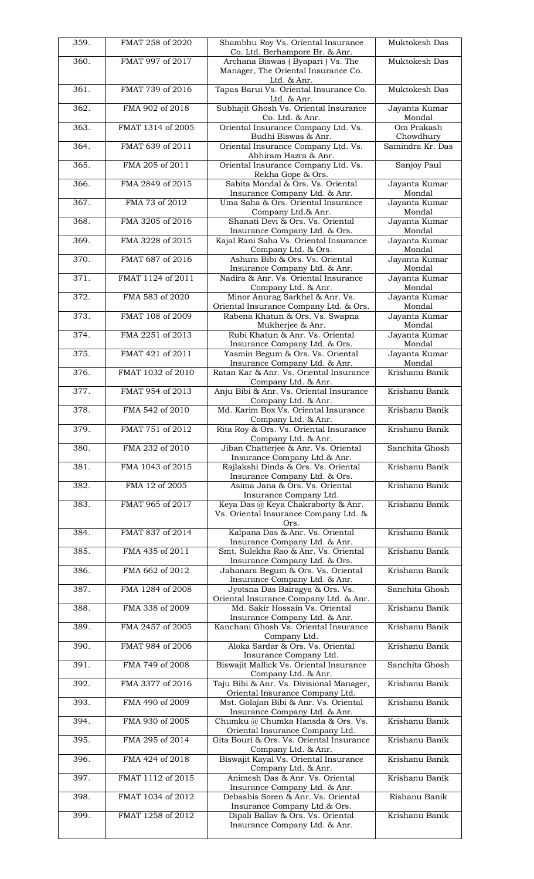| 359. | FMAT 258 of 2020 | Shambhu Roy Vs. Oriental Insurance Co. Ltd. Berhampore Br. & Anr. | Muktokesh Das |
|---|---|---|---|
| 360. | FMAT 997 of 2017 | Archana Biswas ( Byapari ) Vs. The Manager, The Oriental Insurance Co. Ltd. & Anr. | Muktokesh Das |
| 361. | FMAT 739 of 2016 | Tapas Barui Vs. Oriental Insurance Co. Ltd. & Anr. | Muktokesh Das |
| 362. | FMA 902 of 2018 | Subhajit Ghosh Vs. Oriental Insurance Co. Ltd. & Anr. | Jayanta Kumar Mondal |
| 363. | FMAT 1314 of 2005 | Oriental Insurance Company Ltd. Vs. Budhi Biswas & Anr. | Om Prakash Chowdhury |
| 364. | FMAT 639 of 2011 | Oriental Insurance Company Ltd. Vs. Abhiram Hazra & Anr. | Samindra Kr. Das |
| 365. | FMA 205 of 2011 | Oriental Insurance Company Ltd. Vs. Rekha Gope & Ors. | Sanjoy Paul |
| 366. | FMA 2849 of 2015 | Sabita Mondal & Ors. Vs. Oriental Insurance Company Ltd. & Anr. | Jayanta Kumar Mondal |
| 367. | FMA 73 of 2012 | Uma Saha & Ors. Oriental Insurance Company Ltd.& Anr. | Jayanta Kumar Mondal |
| 368. | FMA 3205 of 2016 | Shanati Devi & Ors. Vs. Oriental Insurance Company Ltd. & Ors. | Jayanta Kumar Mondal |
| 369. | FMA 3228 of 2015 | Kajal Rani Saha Vs. Oriental Insurance Company Ltd. & Ors. | Jayanta Kumar Mondal |
| 370. | FMAT 687 of 2016 | Ashura Bibi & Ors. Vs. Oriental Insurance Company Ltd. & Anr. | Jayanta Kumar Mondal |
| 371. | FMAT 1124 of 2011 | Nadira & Anr. Vs. Oriental Insurance Company Ltd. & Anr. | Jayanta Kumar Mondal |
| 372. | FMA 583 of 2020 | Minor Anurag Sarkhel & Anr. Vs. Oriental Insurance Company Ltd. & Ors. | Jayanta Kumar Mondal |
| 373. | FMAT 108 of 2009 | Rabena Khatun & Ors. Vs. Swapna Mukherjee & Anr. | Jayanta Kumar Mondal |
| 374. | FMA 2251 of 2013 | Rubi Khatun & Anr. Vs. Oriental Insurance Company Ltd. & Ors. | Jayanta Kumar Mondal |
| 375. | FMAT 421 of 2011 | Yasmin Begum & Ors. Vs. Oriental Insurance Company Ltd. & Anr. | Jayanta Kumar Mondal |
| 376. | FMAT 1032 of 2010 | Ratan Kar & Anr. Vs. Oriental Insurance Company Ltd. & Anr. | Krishanu Banik |
| 377. | FMAT 954 of 2013 | Anju Bibi & Anr. Vs. Oriental Insurance Company Ltd. & Anr. | Krishanu Banik |
| 378. | FMA 542 of 2010 | Md. Karim Box Vs. Oriental Insurance Company Ltd. & Anr. | Krishanu Banik |
| 379. | FMAT 751 of 2012 | Rita Roy & Ors. Vs. Oriental Insurance Company Ltd. & Anr. | Krishanu Banik |
| 380. | FMA 232 of 2010 | Jiban Chatterjee & Anr. Vs. Oriental Insurance Company Ltd.& Anr. | Sanchita Ghosh |
| 381. | FMA 1043 of 2015 | Rajlakshi Dinda & Ors. Vs. Oriental Insurance Company Ltd. & Ors. | Krishanu Banik |
| 382. | FMA 12 of 2005 | Asima Jana & Ors. Vs. Oriental Insurance Company Ltd. | Krishanu Banik |
| 383. | FMAT 965 of 2017 | Keya Das @ Keya Chakraborty & Anr. Vs. Oriental Insurance Company Ltd. & Ors. | Krishanu Banik |
| 384. | FMAT 837 of 2014 | Kalpana Das & Anr. Vs. Oriental Insurance Company Ltd. & Anr. | Krishanu Banik |
| 385. | FMA 435 of 2011 | Smt. Sulekha Rao & Anr. Vs. Oriental Insurance Company Ltd. & Ors. | Krishanu Banik |
| 386. | FMA 662 of 2012 | Jahanara Begum & Ors. Vs. Oriental Insurance Company Ltd. & Anr. | Krishanu Banik |
| 387. | FMA 1284 of 2008 | Jyotsna Das Bairagya & Ors. Vs. Oriental Insurance Company Ltd. & Anr. | Sanchita Ghosh |
| 388. | FMA 338 of 2009 | Md. Sakir Hossain Vs. Oriental Insurance Company Ltd. & Anr. | Krishanu Banik |
| 389. | FMA 2457 of 2005 | Kanchani Ghosh Vs. Oriental Insurance Company Ltd. | Krishanu Banik |
| 390. | FMAT 984 of 2006 | Aloka Sardar & Ors. Vs. Oriental Insurance Company Ltd. | Krishanu Banik |
| 391. | FMA 749 of 2008 | Biswajit Mallick Vs. Oriental Insurance Company Ltd. & Anr. | Sanchita Ghosh |
| 392. | FMA 3377 of 2016 | Taju Bibi & Anr. Vs. Divisional Manager, Oriental Insurance Company Ltd. | Krishanu Banik |
| 393. | FMA 490 of 2009 | Mst. Golajan Bibi & Anr. Vs. Oriental Insurance Company Ltd. & Anr. | Krishanu Banik |
| 394. | FMA 930 of 2005 | Chumku @ Chumka Hansda & Ors. Vs. Oriental Insurance Company Ltd. | Krishanu Banik |
| 395. | FMA 295 of 2014 | Gita Bouri & Ors. Vs. Oriental Insurance Company Ltd. & Anr. | Krishanu Banik |
| 396. | FMA 424 of 2018 | Biswajit Kayal Vs. Oriental Insurance Company Ltd. & Anr. | Krishanu Banik |
| 397. | FMAT 1112 of 2015 | Animesh Das & Anr. Vs. Oriental Insurance Company Ltd. & Anr. | Krishanu Banik |
| 398. | FMAT 1034 of 2012 | Debashis Soren & Anr. Vs. Oriental Insurance Company Ltd.& Ors. | Rishanu Banik |
| 399. | FMAT 1258 of 2012 | Dipali Ballav & Ors. Vs. Oriental Insurance Company Ltd. & Anr. | Krishanu Banik |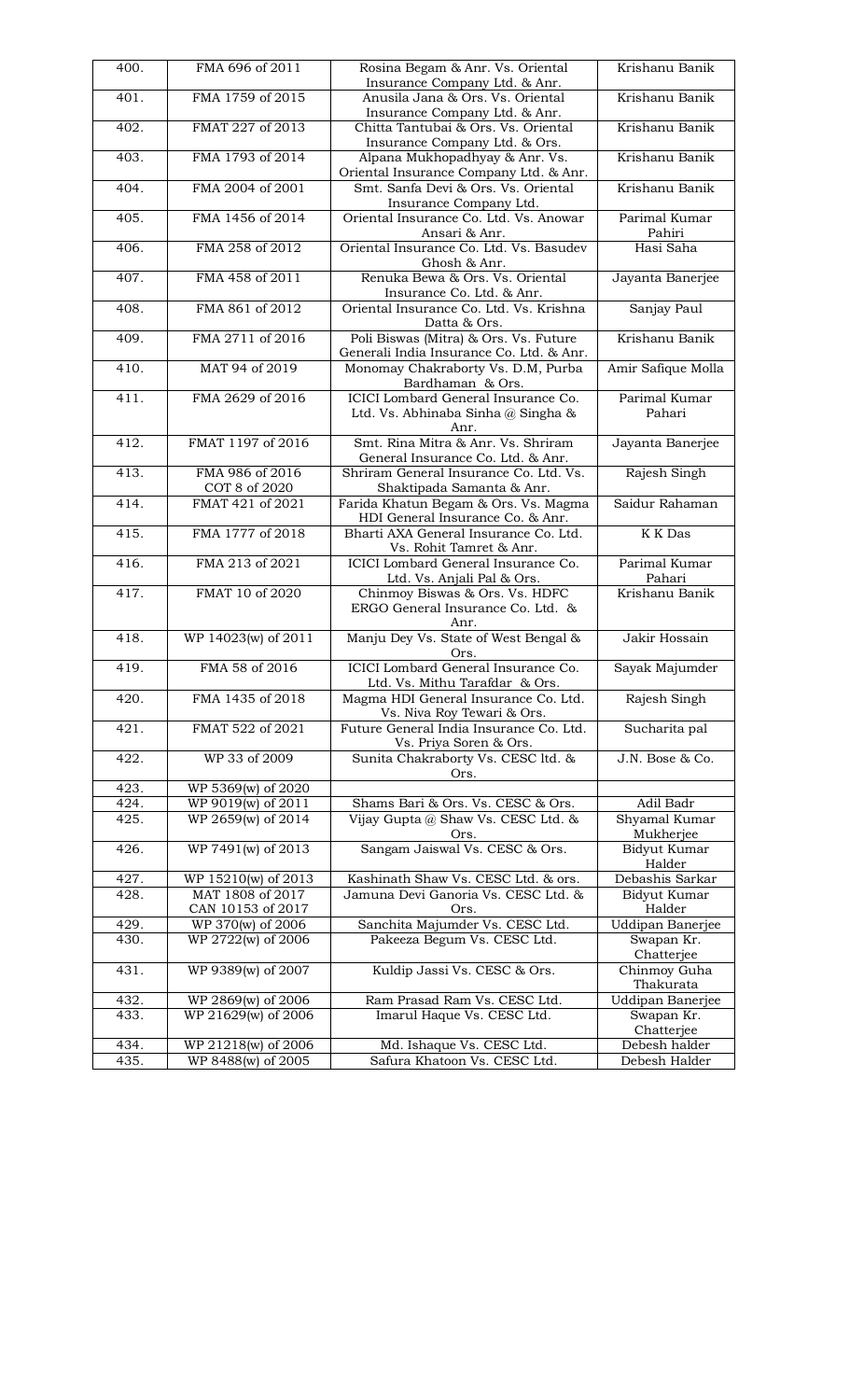| | | | |
|---|---|---|---|
| 400. | FMA 696 of 2011 | Rosina Begam & Anr. Vs. Oriental Insurance Company Ltd. & Anr. | Krishanu Banik |
| 401. | FMA 1759 of 2015 | Anusila Jana & Ors. Vs. Oriental Insurance Company Ltd. & Anr. | Krishanu Banik |
| 402. | FMAT 227 of 2013 | Chitta Tantubai & Ors. Vs. Oriental Insurance Company Ltd. & Ors. | Krishanu Banik |
| 403. | FMA 1793 of 2014 | Alpana Mukhopadhyay & Anr. Vs. Oriental Insurance Company Ltd. & Anr. | Krishanu Banik |
| 404. | FMA 2004 of 2001 | Smt. Sanfa Devi & Ors. Vs. Oriental Insurance Company Ltd. | Krishanu Banik |
| 405. | FMA 1456 of 2014 | Oriental Insurance Co. Ltd. Vs. Anowar Ansari & Anr. | Parimal Kumar Pahiri |
| 406. | FMA 258 of 2012 | Oriental Insurance Co. Ltd. Vs. Basudev Ghosh & Anr. | Hasi Saha |
| 407. | FMA 458 of 2011 | Renuka Bewa & Ors. Vs. Oriental Insurance Co. Ltd. & Anr. | Jayanta Banerjee |
| 408. | FMA 861 of 2012 | Oriental Insurance Co. Ltd. Vs. Krishna Datta & Ors. | Sanjay Paul |
| 409. | FMA 2711 of 2016 | Poli Biswas (Mitra) & Ors. Vs. Future Generali India Insurance Co. Ltd. & Anr. | Krishanu Banik |
| 410. | MAT 94 of 2019 | Monomay Chakraborty Vs. D.M, Purba Bardhaman & Ors. | Amir Safique Molla |
| 411. | FMA 2629 of 2016 | ICICI Lombard General Insurance Co. Ltd. Vs. Abhinaba Sinha @ Singha & Anr. | Parimal Kumar Pahari |
| 412. | FMAT 1197 of 2016 | Smt. Rina Mitra & Anr. Vs. Shriram General Insurance Co. Ltd. & Anr. | Jayanta Banerjee |
| 413. | FMA 986 of 2016<br>COT 8 of 2020 | Shriram General Insurance Co. Ltd. Vs. Shaktipada Samanta & Anr. | Rajesh Singh |
| 414. | FMAT 421 of 2021 | Farida Khatun Begam & Ors. Vs. Magma HDI General Insurance Co. & Anr. | Saidur Rahaman |
| 415. | FMA 1777 of 2018 | Bharti AXA General Insurance Co. Ltd. Vs. Rohit Tamret & Anr. | K K Das |
| 416. | FMA 213 of 2021 | ICICI Lombard General Insurance Co. Ltd. Vs. Anjali Pal & Ors. | Parimal Kumar Pahari |
| 417. | FMAT 10 of 2020 | Chinmoy Biswas & Ors. Vs. HDFC ERGO General Insurance Co. Ltd. & Anr. | Krishanu Banik |
| 418. | WP 14023(w) of 2011 | Manju Dey Vs. State of West Bengal & Ors. | Jakir Hossain |
| 419. | FMA 58 of 2016 | ICICI Lombard General Insurance Co. Ltd. Vs. Mithu Tarafdar & Ors. | Sayak Majumder |
| 420. | FMA 1435 of 2018 | Magma HDI General Insurance Co. Ltd Vs. Niva Roy Tewari & Ors. | Rajesh Singh |
| 421. | FMAT 522 of 2021 | Future General India Insurance Co. Ltd. Vs. Priya Soren & Ors. | Sucharita pal |
| 422. | WP 33 of 2009 | Sunita Chakraborty Vs. CESC ltd. & Ors. | J.N. Bose & Co. |
| 423. | WP 5369(w) of 2020 | | |
| 424. | WP 9019(w) of 2011 | Shams Bari & Ors. Vs. CESC & Ors. | Adil Badr |
| 425. | WP 2659(w) of 2014 | Vijay Gupta @ Shaw Vs. CESC Ltd. & Ors. | Shyamal Kumar Mukherjee |
| 426. | WP 7491(w) of 2013 | Sangam Jaiswal Vs. CESC & Ors. | Bidyut Kumar Halder |
| 427. | WP 15210(w) of 2013 | Kashinath Shaw Vs. CESC Ltd. & ors. | Debashis Sarkar |
| 428. | MAT 1808 of 2017<br>CAN 10153 of 2017 | Jamuna Devi Ganoria Vs. CESC Ltd. & Ors. | Bidyut Kumar Halder |
| 429. | WP 370(w) of 2006 | Sanchita Majumder Vs. CESC Ltd. | Uddipan Banerjee |
| 430. | WP 2722(w) of 2006 | Pakeeza Begum Vs. CESC Ltd. | Swapan Kr. Chatterjee |
| 431. | WP 9389(w) of 2007 | Kuldip Jassi Vs. CESC & Ors. | Chinmoy Guha Thakurata |
| 432. | WP 2869(w) of 2006 | Ram Prasad Ram Vs. CESC Ltd. | Uddipan Banerjee |
| 433. | WP 21629(w) of 2006 | Imarul Haque Vs. CESC Ltd. | Swapan Kr. Chatterjee |
| 434. | WP 21218(w) of 2006 | Md. Ishaque Vs. CESC Ltd. | Debesh halder |
| 435. | WP 8488(w) of 2005 | Safura Khatoon Vs. CESC Ltd. | Debesh Halder |